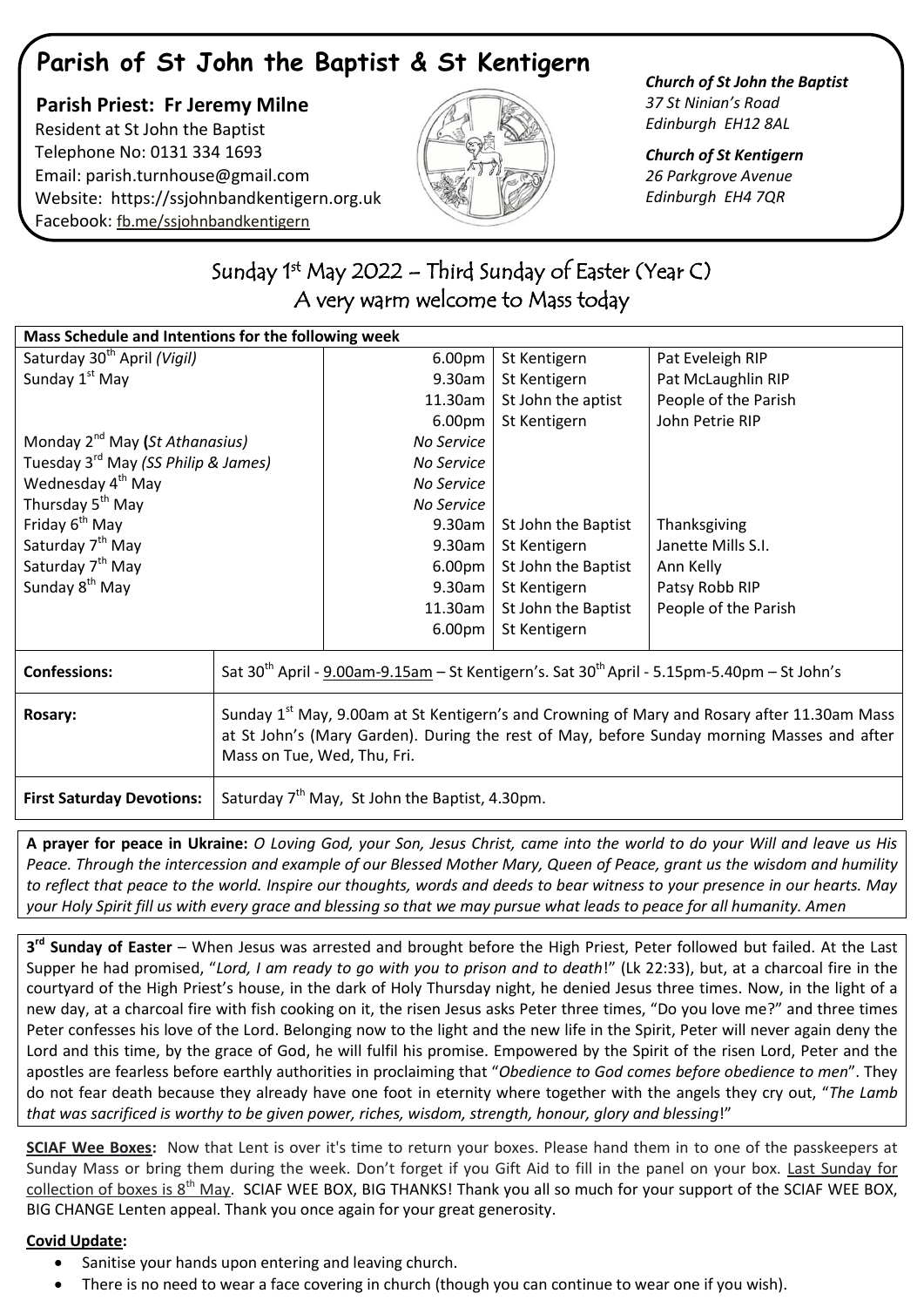# Parish of St John the Baptist & St Kentigern

**Parish Priest: Fr Jeremy Milne**
Resident at St John the Baptist
Telephone No: 0131 334 1693
Email: parish.turnhouse@gmail.com
Website: https://ssjohnbandkentigern.org.uk
Facebook: fb.me/ssjohnbandkentigern

***Church of St John the Baptist***
*37 St Ninian's Road*
*Edinburgh EH12 8AL*

***Church of St Kentigern***
*26 Parkgrove Avenue*
*Edinburgh EH4 7QR*

## Sunday 1st May 2022 – Third Sunday of Easter (Year C)
## A very warm welcome to Mass today

| **Mass Schedule and Intentions for the following week** | | | |
|---|---|---|---|
| Saturday 30th April *(Vigil)* | 6.00pm | St Kentigern | Pat Eveleigh RIP |
| Sunday 1st May | 9.30am | St Kentigern | Pat McLaughlin RIP |
| | 11.30am | St John the aptist | People of the Parish |
| | 6.00pm | St Kentigern | John Petrie RIP |
| Monday 2nd May **(***St Athanasius)* | *No Service* | | |
| Tuesday 3rd May *(SS Philip & James)* | *No Service* | | |
| Wednesday 4th May | *No Service* | | |
| Thursday 5th May | *No Service* | | |
| Friday 6th May | 9.30am | St John the Baptist | Thanksgiving |
| Saturday 7th May | 9.30am | St Kentigern | Janette Mills S.I. |
| Saturday 7th May | 6.00pm | St John the Baptist | Ann Kelly |
| Sunday 8th May | 9.30am | St Kentigern | Patsy Robb RIP |
| | 11.30am | St John the Baptist | People of the Parish |
| | 6.00pm | St Kentigern | |

| | |
|---|---|
| **Confessions:** | Sat 30th April - 9.00am-9.15am – St Kentigern's. Sat 30th April - 5.15pm-5.40pm – St John's |
| **Rosary:** | Sunday 1st May, 9.00am at St Kentigern's and Crowning of Mary and Rosary after 11.30am Mass at St John's (Mary Garden). During the rest of May, before Sunday morning Masses and after Mass on Tue, Wed, Thu, Fri. |
| **First Saturday Devotions:** | Saturday 7th May, St John the Baptist, 4.30pm. |

**A prayer for peace in Ukraine:** *O Loving God, your Son, Jesus Christ, came into the world to do your Will and leave us His Peace. Through the intercession and example of our Blessed Mother Mary, Queen of Peace, grant us the wisdom and humility to reflect that peace to the world. Inspire our thoughts, words and deeds to bear witness to your presence in our hearts. May your Holy Spirit fill us with every grace and blessing so that we may pursue what leads to peace for all humanity. Amen*

**3rd Sunday of Easter** – When Jesus was arrested and brought before the High Priest, Peter followed but failed. At the Last Supper he had promised, "*Lord, I am ready to go with you to prison and to death*!" (Lk 22:33), but, at a charcoal fire in the courtyard of the High Priest's house, in the dark of Holy Thursday night, he denied Jesus three times. Now, in the light of a new day, at a charcoal fire with fish cooking on it, the risen Jesus asks Peter three times, "Do you love me?" and three times Peter confesses his love of the Lord. Belonging now to the light and the new life in the Spirit, Peter will never again deny the Lord and this time, by the grace of God, he will fulfil his promise. Empowered by the Spirit of the risen Lord, Peter and the apostles are fearless before earthly authorities in proclaiming that "*Obedience to God comes before obedience to men*". They do not fear death because they already have one foot in eternity where together with the angels they cry out, "*The Lamb that was sacrificed is worthy to be given power, riches, wisdom, strength, honour, glory and blessing*!"

**SCIAF Wee Boxes:** Now that Lent is over it's time to return your boxes. Please hand them in to one of the passkeepers at Sunday Mass or bring them during the week. Don't forget if you Gift Aid to fill in the panel on your box. Last Sunday for collection of boxes is 8th May. SCIAF WEE BOX, BIG THANKS! Thank you all so much for your support of the SCIAF WEE BOX, BIG CHANGE Lenten appeal. Thank you once again for your great generosity.

**Covid Update:**

- Sanitise your hands upon entering and leaving church.
- There is no need to wear a face covering in church (though you can continue to wear one if you wish).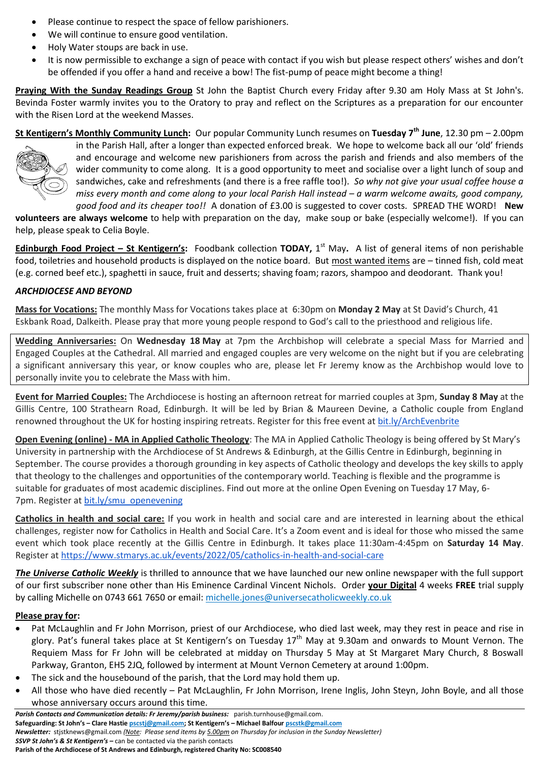- Please continue to respect the space of fellow parishioners.
- We will continue to ensure good ventilation.
- Holy Water stoups are back in use.
- It is now permissible to exchange a sign of peace with contact if you wish but please respect others' wishes and don't be offended if you offer a hand and receive a bow! The fist-pump of peace might become a thing!

**Praying With the Sunday Readings Group** St John the Baptist Church every Friday after 9.30 am Holy Mass at St John's. Bevinda Foster warmly invites you to the Oratory to pray and reflect on the Scriptures as a preparation for our encounter with the Risen Lord at the weekend Masses.

**St Kentigern's Monthly Community Lunch:** Our popular Community Lunch resumes on **Tuesday 7th June**, 12.30 pm – 2.00pm in the Parish Hall, after a longer than expected enforced break. We hope to welcome back all our 'old' friends and encourage and welcome new parishioners from across the parish and friends and also members of the wider community to come along. It is a good opportunity to meet and socialise over a light lunch of soup and sandwiches, cake and refreshments (and there is a free raffle too!). *So why not give your usual coffee house a miss every month and come along to your local Parish Hall instead – a warm welcome awaits, good company, good food and its cheaper too!!* A donation of £3.00 is suggested to cover costs. SPREAD THE WORD! **New volunteers are always welcome** to help with preparation on the day, make soup or bake (especially welcome!). If you can help, please speak to Celia Boyle.

**Edinburgh Food Project – St Kentigern's:** Foodbank collection **TODAY,** 1st May**.** A list of general items of non perishable food, toiletries and household products is displayed on the notice board. But most wanted items are – tinned fish, cold meat (e.g. corned beef etc.), spaghetti in sauce, fruit and desserts; shaving foam; razors, shampoo and deodorant. Thank you!

*ARCHDIOCESE AND BEYOND*

**Mass for Vocations:** The monthly Mass for Vocations takes place at 6:30pm on **Monday 2 May** at St David's Church, 41 Eskbank Road, Dalkeith. Please pray that more young people respond to God's call to the priesthood and religious life.

**Wedding Anniversaries:** On **Wednesday 18 May** at 7pm the Archbishop will celebrate a special Mass for Married and Engaged Couples at the Cathedral. All married and engaged couples are very welcome on the night but if you are celebrating a significant anniversary this year, or know couples who are, please let Fr Jeremy know as the Archbishop would love to personally invite you to celebrate the Mass with him.

**Event for Married Couples:** The Archdiocese is hosting an afternoon retreat for married couples at 3pm, **Sunday 8 May** at the Gillis Centre, 100 Strathearn Road, Edinburgh. It will be led by Brian & Maureen Devine, a Catholic couple from England renowned throughout the UK for hosting inspiring retreats. Register for this free event at bit.ly/ArchEvenbrite

**Open Evening (online) - MA in Applied Catholic Theology**: The MA in Applied Catholic Theology is being offered by St Mary's University in partnership with the Archdiocese of St Andrews & Edinburgh, at the Gillis Centre in Edinburgh, beginning in September. The course provides a thorough grounding in key aspects of Catholic theology and develops the key skills to apply that theology to the challenges and opportunities of the contemporary world. Teaching is flexible and the programme is suitable for graduates of most academic disciplines. Find out more at the online Open Evening on Tuesday 17 May, 6-7pm. Register at bit.ly/smu_openevening

**Catholics in health and social care:** If you work in health and social care and are interested in learning about the ethical challenges, register now for Catholics in Health and Social Care. It's a Zoom event and is ideal for those who missed the same event which took place recently at the Gillis Centre in Edinburgh. It takes place 11:30am-4:45pm on **Saturday 14 May**. Register at https://www.stmarys.ac.uk/events/2022/05/catholics-in-health-and-social-care

***The Universe Catholic Weekly*** is thrilled to announce that we have launched our new online newspaper with the full support of our first subscriber none other than His Eminence Cardinal Vincent Nichols. Order **your Digital** 4 weeks **FREE** trial supply by calling Michelle on 0743 661 7650 or email: michelle.jones@universecatholicweekly.co.uk

**Please pray for:**

- Pat McLaughlin and Fr John Morrison, priest of our Archdiocese, who died last week, may they rest in peace and rise in glory. Pat's funeral takes place at St Kentigern's on Tuesday 17th May at 9.30am and onwards to Mount Vernon. The Requiem Mass for Fr John will be celebrated at midday on Thursday 5 May at St Margaret Mary Church, 8 Boswall Parkway, Granton, EH5 2JQ, followed by interment at Mount Vernon Cemetery at around 1:00pm.
- The sick and the housebound of the parish, that the Lord may hold them up.
- All those who have died recently – Pat McLaughlin, Fr John Morrison, Irene Inglis, John Steyn, John Boyle, and all those whose anniversary occurs around this time.

***Parish Contacts and Communication details: Fr Jeremy/parish business:*** parish.turnhouse@gmail.com.
**Safeguarding: St John's – Clare Hastie pscstj@gmail.com; St Kentigern's – Michael Balfour pscstk@gmail.com**
***Newsletter:*** stjstknews@gmail.com *(Note: Please send items by 5.00pm on Thursday for inclusion in the Sunday Newsletter)*
***SSVP St John's & St Kentigern's –*** can be contacted via the parish contacts
**Parish of the Archdiocese of St Andrews and Edinburgh, registered Charity No: SC008540**